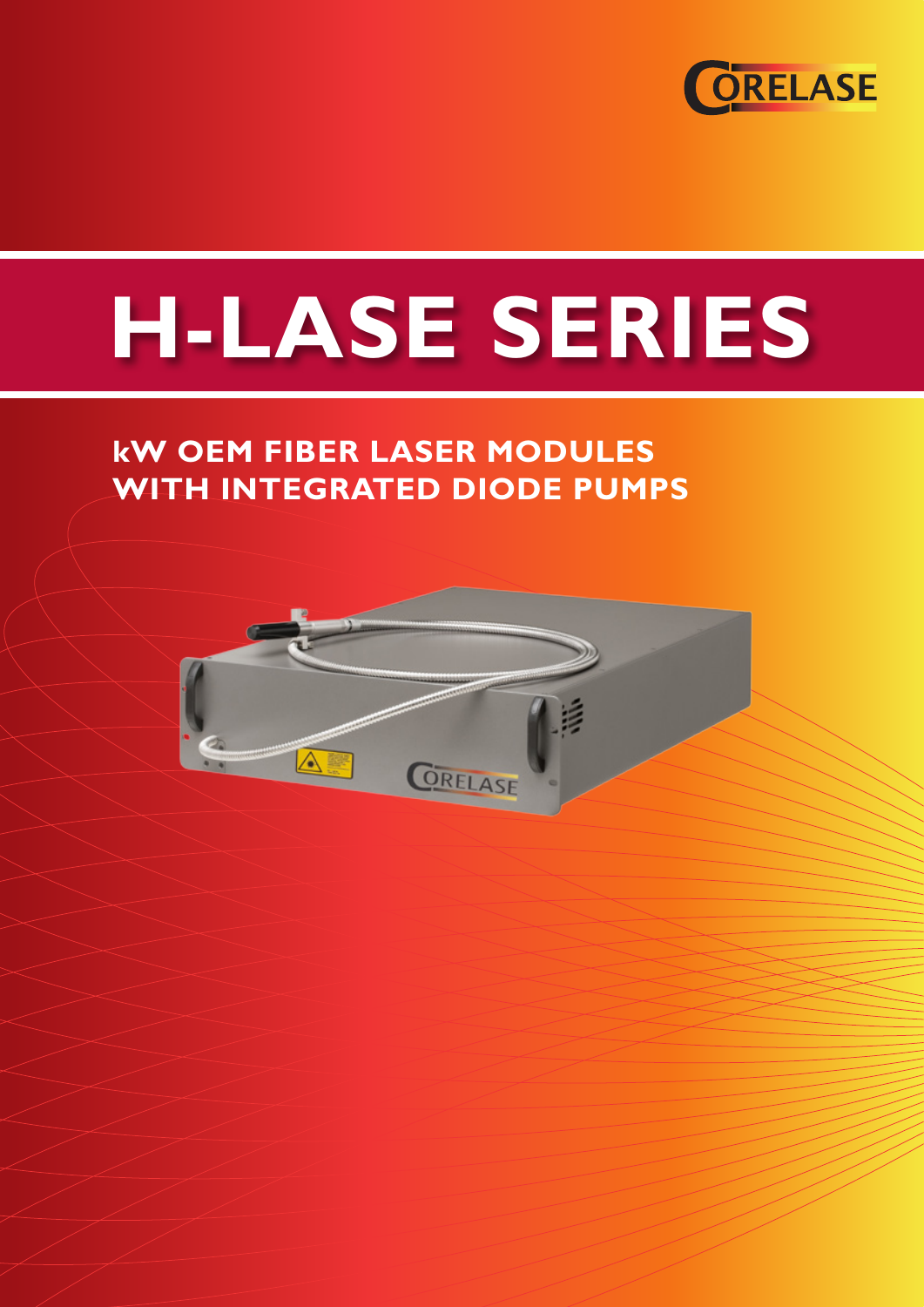CORELASE

# H-LASE SERIES

## kW OEM FIBER LASER MODULES WITH INTEGRATED DIODE PUMPS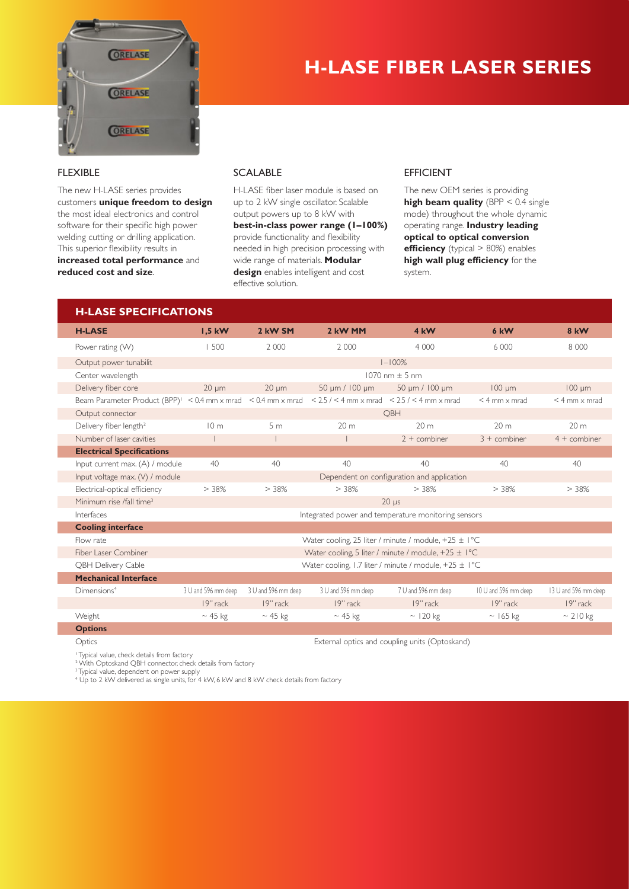# H-LASE FIBER LASER SERIES

## FLEXIBLE

The new H-LASE series provides customers **unique freedom to design** the most ideal electronics and control software for their specific high power welding cutting or drilling application. This superior flexibility results in **increased total performance** and **reduced cost and size**.

## SCALABLE

H-LASE fiber laser module is based on up to 2 kW single oscillator. Scalable output powers up to 8 kW with **best-in-class power range (1–100%)** provide functionality and flexibility needed in high precision processing with wide range of materials. **Modular design** enables intelligent and cost effective solution.

## EFFICIENT

The new OEM series is providing **high beam quality** (BPP < 0.4 single mode) throughout the whole dynamic operating range. **Industry leading optical to optical conversion efficiency** (typical > 80%) enables **high wall plug efficiency** for the system.

## H-LASE SPECIFICATIONS

| H-LASE | 1,5 kW | 2 kW SM | 2 kW MM | 4 kW | 6 kW | 8 kW |
|---|---|---|---|---|---|---|
| Power rating (W) | 1 500 | 2 000 | 2 000 | 4 000 | 6 000 | 8 000 |
| Output power tunabilit | 1–100% | | | | | |
| Center wavelength | 1070 nm ± 5 nm | | | | | |
| Delivery fiber core | 20 µm | 20 µm | 50 µm / 100 µm | 50 µm / 100 µm | 100 µm | 100 µm |
| Beam Parameter Product (BPP)[1] | < 0.4 mm x mrad | < 0.4 mm x mrad | < 2.5 / < 4 mm x mrad | < 2.5 / < 4 mm x mrad | < 4 mm x mrad | < 4 mm x mrad |
| Output connector | QBH | | | | | |
| Delivery fiber length[2] | 10 m | 5 m | 20 m | 20 m | 20 m | 20 m |
| Number of laser cavities | 1 | 1 | 1 | 2 + combiner | 3 + combiner | 4 + combiner |
| **Electrical Specifications** | | | | | | |
| Input current max. (A) / module | 40 | 40 | 40 | 40 | 40 | 40 |
| Input voltage max. (V) / module | Dependent on configuration and application | | | | | |
| Electrical-optical efficiency | > 38% | > 38% | > 38% | > 38% | > 38% | > 38% |
| Minimum rise /fall time[3] | 20 µs | | | | | |
| Interfaces | Integrated power and temperature monitoring sensors | | | | | |
| **Cooling interface** | | | | | | |
| Flow rate | Water cooling, 25 liter / minute / module, +25 ± 1°C | | | | | |
| Fiber Laser Combiner | Water cooling, 5 liter / minute / module, +25 ± 1°C | | | | | |
| QBH Delivery Cable | Water cooling, 1.7 liter / minute / module, +25 ± 1°C | | | | | |
| **Mechanical Interface** | | | | | | |
| Dimensions[4] | 3 U and 596 mm deep | 3 U and 596 mm deep | 3 U and 596 mm deep | 7 U and 596 mm deep | 10 U and 596 mm deep | 13 U and 596 mm deep |
| | 19" rack | 19" rack | 19" rack | 19" rack | 19" rack | 19" rack |
| Weight | ~ 45 kg | ~ 45 kg | ~ 45 kg | ~ 120 kg | ~ 165 kg | ~ 210 kg |
| **Options** | | | | | | |
| Optics | External optics and coupling units (Optoskand) | | | | | |

[1] Typical value, check details from factory
[2] With Optoskand QBH connector, check details from factory
[3] Typical value, dependent on power supply
[4] Up to 2 kW delivered as single units, for 4 kW, 6 kW and 8 kW check details from factory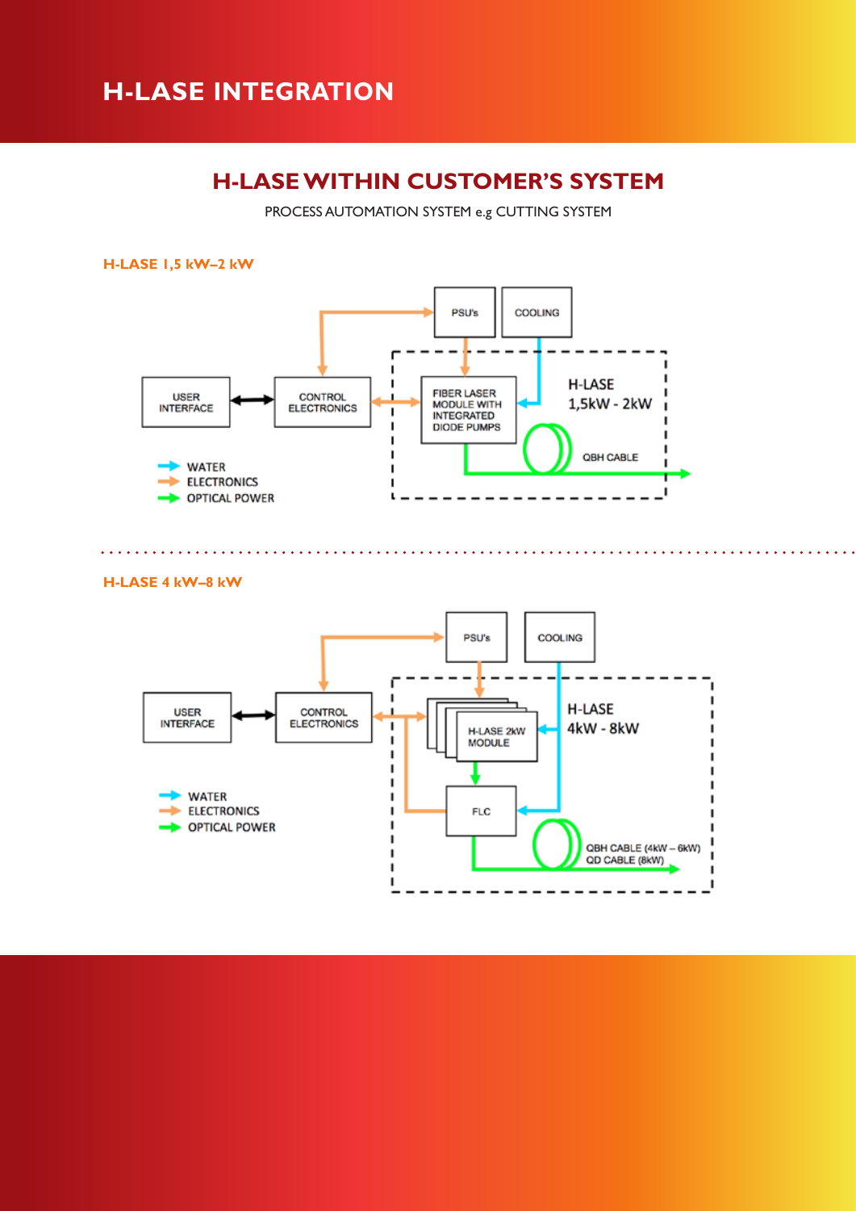# H-LASE INTEGRATION

## H-LASE WITHIN CUSTOMER'S SYSTEM

PROCESS AUTOMATION SYSTEM e.g CUTTING SYSTEM

### H-LASE 1,5 kW–2 kW

PSU's

COOLING

USER INTERFACE

CONTROL ELECTRONICS

FIBER LASER MODULE WITH INTEGRATED DIODE PUMPS

H-LASE 1,5kW - 2kW

QBH CABLE

WATER

ELECTRONICS

OPTICAL POWER

### H-LASE 4 kW–8 kW

PSU's

COOLING

USER INTERFACE

CONTROL ELECTRONICS

H-LASE 2kW MODULE

H-LASE 4kW - 8kW

FLC

QBH CABLE (4kW – 6kW)
QD CABLE (8kW)

WATER

ELECTRONICS

OPTICAL POWER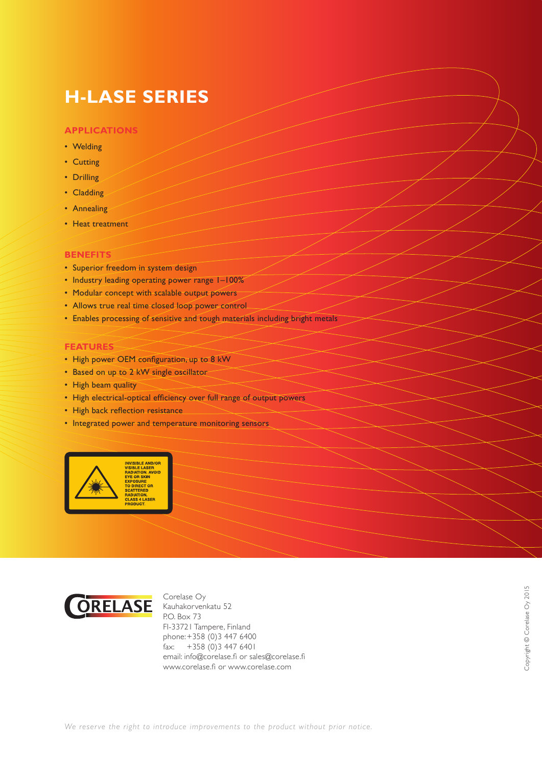# H-LASE SERIES

## APPLICATIONS

- Welding
- Cutting
- Drilling
- Cladding
- Annealing
- Heat treatment

## BENEFITS

- Superior freedom in system design
- Industry leading operating power range 1–100%
- Modular concept with scalable output powers
- Allows true real time closed loop power control
- Enables processing of sensitive and tough materials including bright metals

## FEATURES

- High power OEM configuration, up to 8 kW
- Based on up to 2 kW single oscillator
- High beam quality
- High electrical-optical efficiency over full range of output powers
- High back reflection resistance
- Integrated power and temperature monitoring sensors

INVISIBLE AND/OR VISIBLE LASER RADIATION. AVOID EYE OR SKIN EXPOSURE TO DIRECT OR SCATTERED RADIATION. CLASS 4 LASER PRODUCT.

CORELASE

Corelase Oy
Kauhakorvenkatu 52
P.O. Box 73
FI-33721 Tampere, Finland
phone: +358 (0)3 447 6400
fax: +358 (0)3 447 6401
email: info@corelase.fi or sales@corelase.fi
www.corelase.fi or www.corelase.com

Copyright © Corelase Oy 2015

*We reserve the right to introduce improvements to the product without prior notice.*